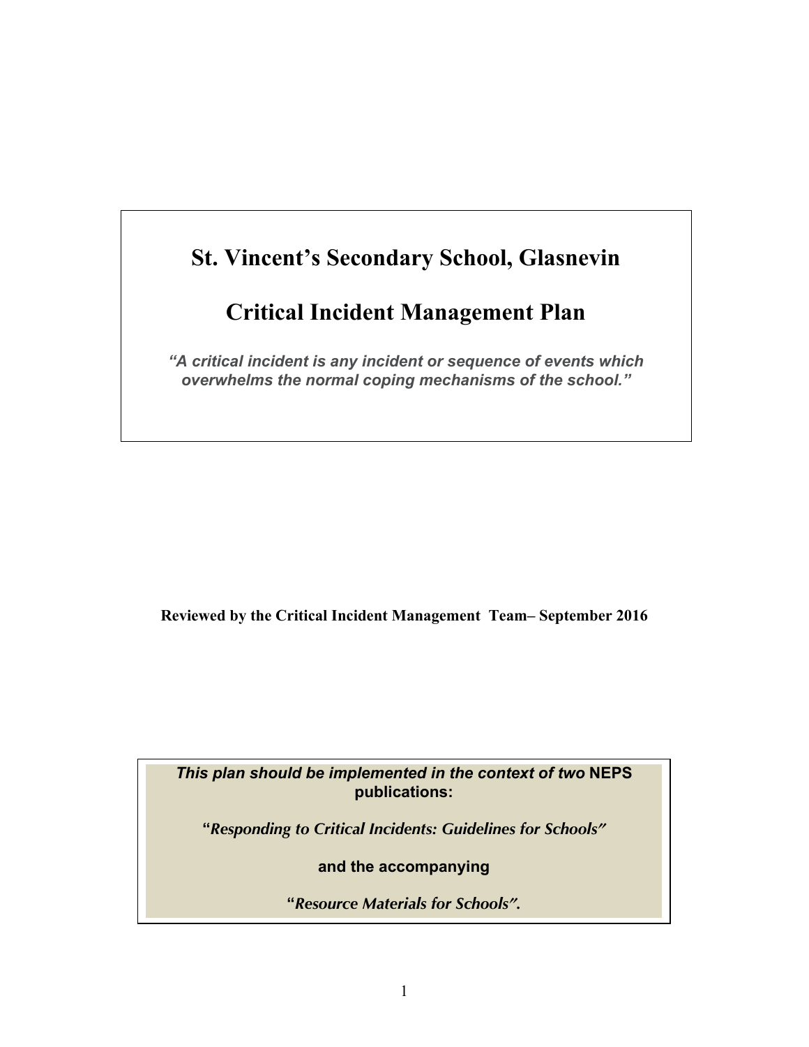# St. Vincent's Secondary School, Glasnevin

# Critical Incident Management Plan

*"A critical incident is any incident or sequence of events which overwhelms the normal coping mechanisms of the school."*

**Reviewed by the Critical Incident Management Team– September 2016**

***This plan should be implemented in the context of two* NEPS publications:**

**"*Responding to Critical Incidents: Guidelines for Schools*"**

**and the accompanying**

**"*Resource Materials for Schools*".**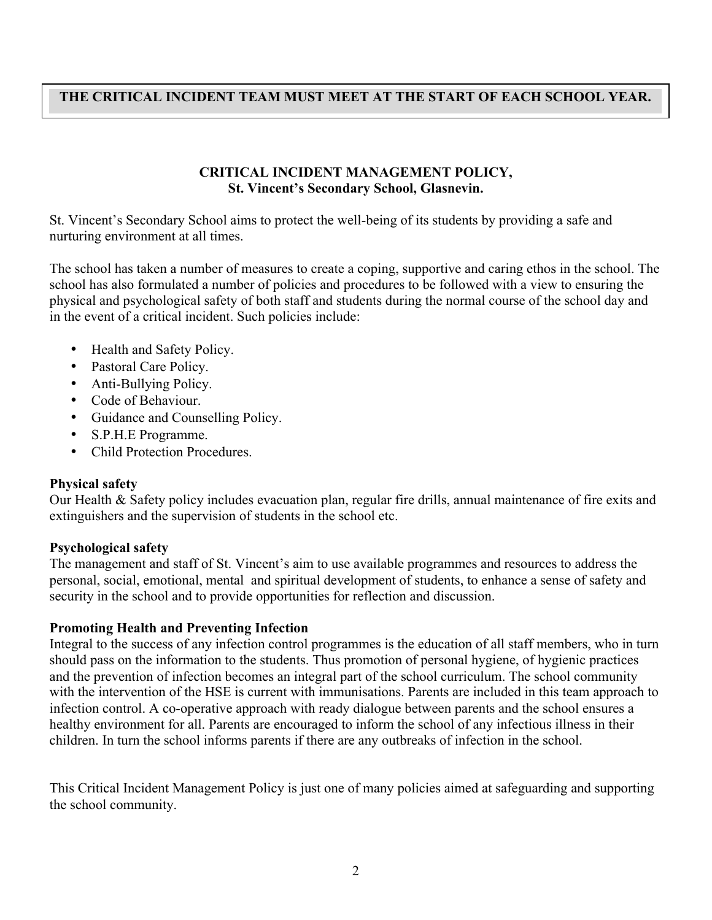**THE CRITICAL INCIDENT TEAM MUST MEET AT THE START OF EACH SCHOOL YEAR.**

## CRITICAL INCIDENT MANAGEMENT POLICY, St. Vincent's Secondary School, Glasnevin.

St. Vincent's Secondary School aims to protect the well-being of its students by providing a safe and nurturing environment at all times.

The school has taken a number of measures to create a coping, supportive and caring ethos in the school. The school has also formulated a number of policies and procedures to be followed with a view to ensuring the physical and psychological safety of both staff and students during the normal course of the school day and in the event of a critical incident. Such policies include:

- Health and Safety Policy.
- Pastoral Care Policy.
- Anti-Bullying Policy.
- Code of Behaviour.
- Guidance and Counselling Policy.
- S.P.H.E Programme.
- Child Protection Procedures.

**Physical safety**
Our Health & Safety policy includes evacuation plan, regular fire drills, annual maintenance of fire exits and extinguishers and the supervision of students in the school etc.

**Psychological safety**
The management and staff of St. Vincent's aim to use available programmes and resources to address the personal, social, emotional, mental and spiritual development of students, to enhance a sense of safety and security in the school and to provide opportunities for reflection and discussion.

**Promoting Health and Preventing Infection**
Integral to the success of any infection control programmes is the education of all staff members, who in turn should pass on the information to the students. Thus promotion of personal hygiene, of hygienic practices and the prevention of infection becomes an integral part of the school curriculum. The school community with the intervention of the HSE is current with immunisations. Parents are included in this team approach to infection control. A co-operative approach with ready dialogue between parents and the school ensures a healthy environment for all. Parents are encouraged to inform the school of any infectious illness in their children. In turn the school informs parents if there are any outbreaks of infection in the school.

This Critical Incident Management Policy is just one of many policies aimed at safeguarding and supporting the school community.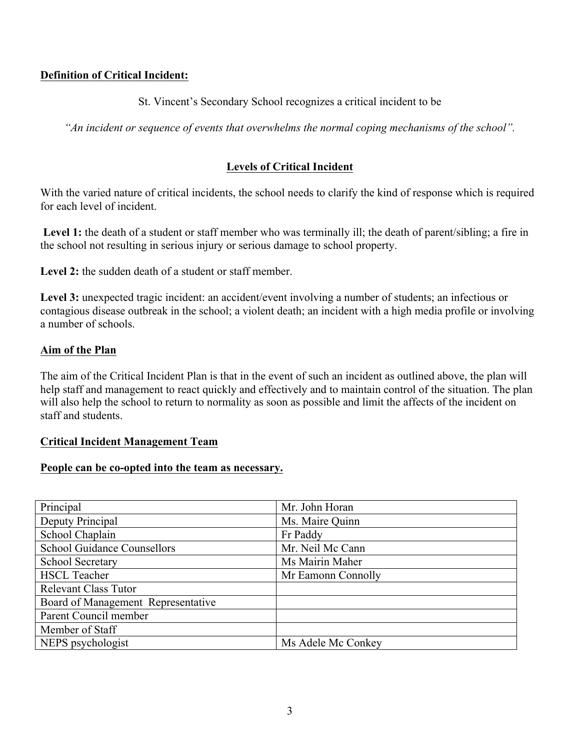**Definition of Critical Incident:**

St. Vincent's Secondary School recognizes a critical incident to be

*"An incident or sequence of events that overwhelms the normal coping mechanisms of the school".*

## Levels of Critical Incident

With the varied nature of critical incidents, the school needs to clarify the kind of response which is required for each level of incident.

**Level 1:** the death of a student or staff member who was terminally ill; the death of parent/sibling; a fire in the school not resulting in serious injury or serious damage to school property.

**Level 2:** the sudden death of a student or staff member.

**Level 3:** unexpected tragic incident: an accident/event involving a number of students; an infectious or contagious disease outbreak in the school; a violent death; an incident with a high media profile or involving a number of schools.

**Aim of the Plan**

The aim of the Critical Incident Plan is that in the event of such an incident as outlined above, the plan will help staff and management to react quickly and effectively and to maintain control of the situation. The plan will also help the school to return to normality as soon as possible and limit the affects of the incident on staff and students.

**Critical Incident Management Team**

**People can be co-opted into the team as necessary.**

| | |
|---|---|
| Principal | Mr. John Horan |
| Deputy Principal | Ms. Maire Quinn |
| School Chaplain | Fr Paddy |
| School Guidance Counsellors | Mr. Neil Mc Cann |
| School Secretary | Ms Mairin Maher |
| HSCL Teacher | Mr Eamonn Connolly |
| Relevant Class Tutor | |
| Board of Management Representative | |
| Parent Council member | |
| Member of Staff | |
| NEPS psychologist | Ms Adele Mc Conkey |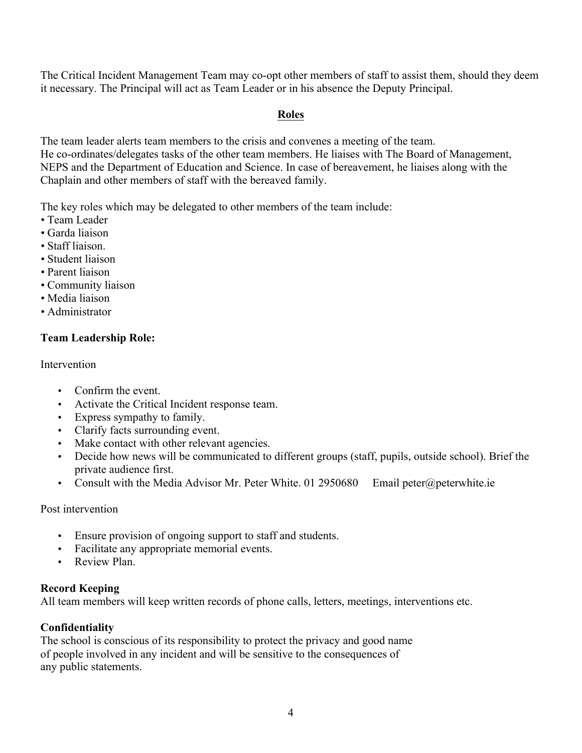The Critical Incident Management Team may co-opt other members of staff to assist them, should they deem it necessary. The Principal will act as Team Leader or in his absence the Deputy Principal.

## Roles

The team leader alerts team members to the crisis and convenes a meeting of the team.
He co-ordinates/delegates tasks of the other team members. He liaises with The Board of Management, NEPS and the Department of Education and Science. In case of bereavement, he liaises along with the Chaplain and other members of staff with the bereaved family.

The key roles which may be delegated to other members of the team include:

- Team Leader
- Garda liaison
- Staff liaison.
- Student liaison
- Parent liaison
- Community liaison
- Media liaison
- Administrator

**Team Leadership Role:**

Intervention

- Confirm the event.
- Activate the Critical Incident response team.
- Express sympathy to family.
- Clarify facts surrounding event.
- Make contact with other relevant agencies.
- Decide how news will be communicated to different groups (staff, pupils, outside school). Brief the private audience first.
- Consult with the Media Advisor Mr. Peter White. 01 2950680     Email peter@peterwhite.ie

Post intervention

- Ensure provision of ongoing support to staff and students.
- Facilitate any appropriate memorial events.
- Review Plan.

**Record Keeping**
All team members will keep written records of phone calls, letters, meetings, interventions etc.

**Confidentiality**
The school is conscious of its responsibility to protect the privacy and good name of people involved in any incident and will be sensitive to the consequences of any public statements.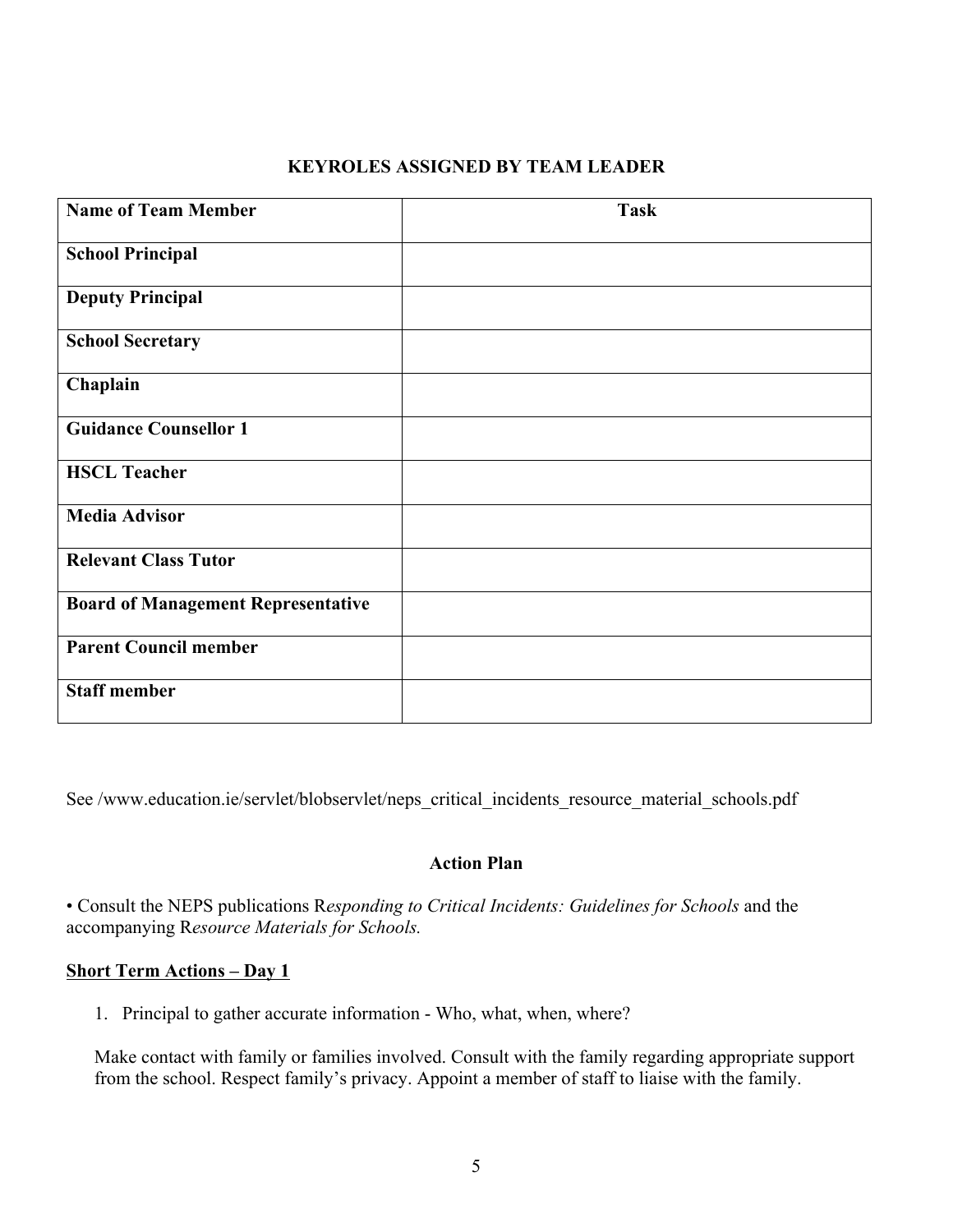## KEYROLES ASSIGNED BY TEAM LEADER

| Name of Team Member | Task |
|---|---|
| **School Principal** | |
| **Deputy Principal** | |
| **School Secretary** | |
| **Chaplain** | |
| **Guidance Counsellor 1** | |
| **HSCL Teacher** | |
| **Media Advisor** | |
| **Relevant Class Tutor** | |
| **Board of Management Representative** | |
| **Parent Council member** | |
| **Staff member** | |

See /www.education.ie/servlet/blobservlet/neps_critical_incidents_resource_material_schools.pdf

### Action Plan

- Consult the NEPS publications R*esponding to Critical Incidents: Guidelines for Schools* and the accompanying R*esource Materials for Schools.*

**Short Term Actions – Day 1**

1. Principal to gather accurate information - Who, what, when, where?

   Make contact with family or families involved. Consult with the family regarding appropriate support from the school. Respect family's privacy. Appoint a member of staff to liaise with the family.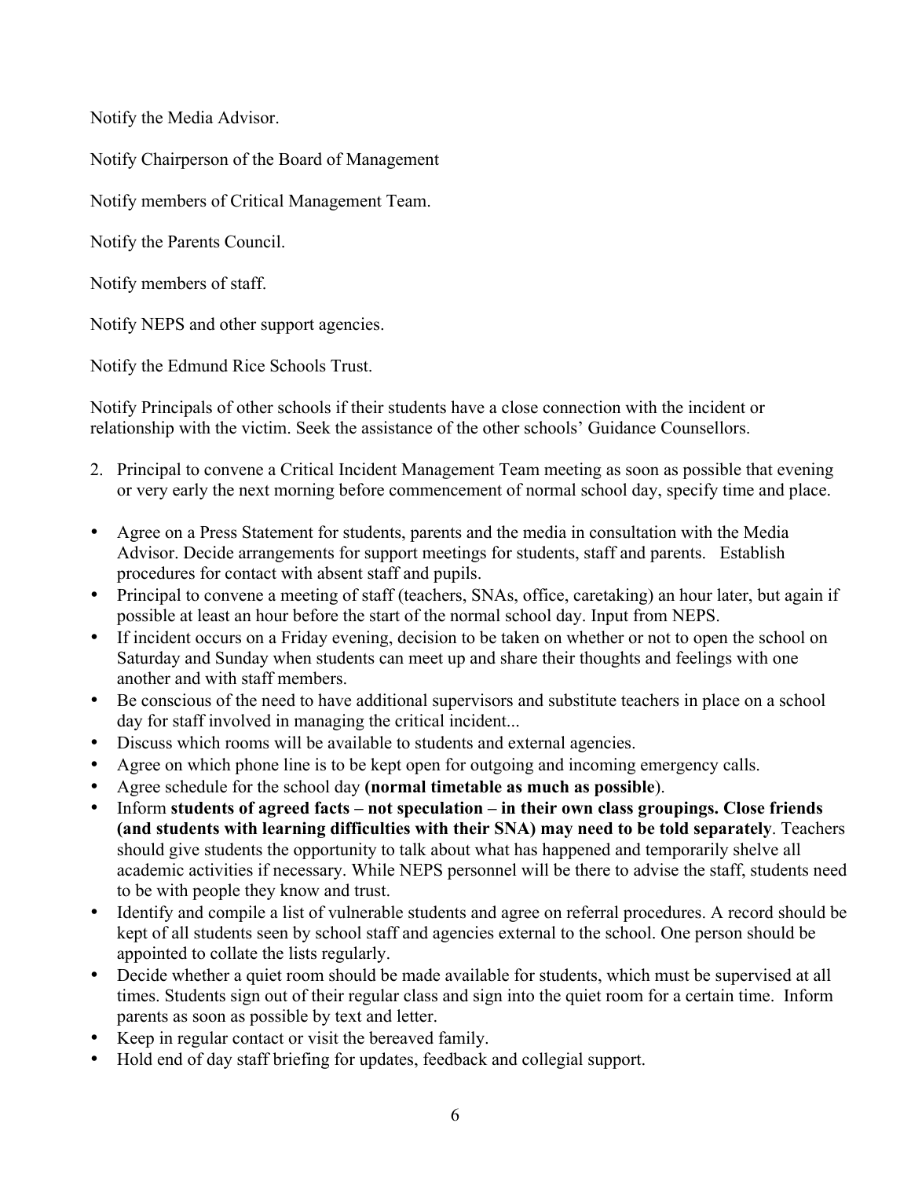Notify the Media Advisor.

Notify Chairperson of the Board of Management

Notify members of Critical Management Team.

Notify the Parents Council.

Notify members of staff.

Notify NEPS and other support agencies.

Notify the Edmund Rice Schools Trust.

Notify Principals of other schools if their students have a close connection with the incident or relationship with the victim. Seek the assistance of the other schools' Guidance Counsellors.

2. Principal to convene a Critical Incident Management Team meeting as soon as possible that evening or very early the next morning before commencement of normal school day, specify time and place.

- Agree on a Press Statement for students, parents and the media in consultation with the Media Advisor. Decide arrangements for support meetings for students, staff and parents. Establish procedures for contact with absent staff and pupils.
- Principal to convene a meeting of staff (teachers, SNAs, office, caretaking) an hour later, but again if possible at least an hour before the start of the normal school day. Input from NEPS.
- If incident occurs on a Friday evening, decision to be taken on whether or not to open the school on Saturday and Sunday when students can meet up and share their thoughts and feelings with one another and with staff members.
- Be conscious of the need to have additional supervisors and substitute teachers in place on a school day for staff involved in managing the critical incident...
- Discuss which rooms will be available to students and external agencies.
- Agree on which phone line is to be kept open for outgoing and incoming emergency calls.
- Agree schedule for the school day **(normal timetable as much as possible**).
- Inform **students of agreed facts – not speculation – in their own class groupings. Close friends (and students with learning difficulties with their SNA) may need to be told separately**. Teachers should give students the opportunity to talk about what has happened and temporarily shelve all academic activities if necessary. While NEPS personnel will be there to advise the staff, students need to be with people they know and trust.
- Identify and compile a list of vulnerable students and agree on referral procedures. A record should be kept of all students seen by school staff and agencies external to the school. One person should be appointed to collate the lists regularly.
- Decide whether a quiet room should be made available for students, which must be supervised at all times. Students sign out of their regular class and sign into the quiet room for a certain time. Inform parents as soon as possible by text and letter.
- Keep in regular contact or visit the bereaved family.
- Hold end of day staff briefing for updates, feedback and collegial support.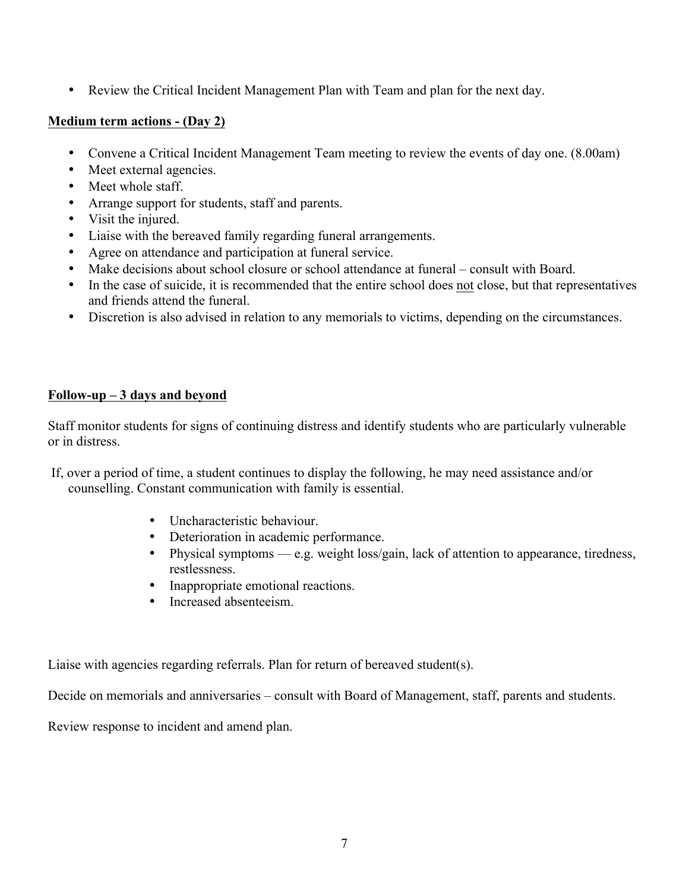- Review the Critical Incident Management Plan with Team and plan for the next day.

**<u>Medium term actions - (Day 2)</u>**

- Convene a Critical Incident Management Team meeting to review the events of day one. (8.00am)
- Meet external agencies.
- Meet whole staff.
- Arrange support for students, staff and parents.
- Visit the injured.
- Liaise with the bereaved family regarding funeral arrangements.
- Agree on attendance and participation at funeral service.
- Make decisions about school closure or school attendance at funeral – consult with Board.
- In the case of suicide, it is recommended that the entire school does <u>not</u> close, but that representatives and friends attend the funeral.
- Discretion is also advised in relation to any memorials to victims, depending on the circumstances.

**<u>Follow-up – 3 days and beyond</u>**

Staff monitor students for signs of continuing distress and identify students who are particularly vulnerable or in distress.

If, over a period of time, a student continues to display the following, he may need assistance and/or counselling. Constant communication with family is essential.

- Uncharacteristic behaviour.
- Deterioration in academic performance.
- Physical symptoms — e.g. weight loss/gain, lack of attention to appearance, tiredness, restlessness.
- Inappropriate emotional reactions.
- Increased absenteeism.

Liaise with agencies regarding referrals. Plan for return of bereaved student(s).

Decide on memorials and anniversaries – consult with Board of Management, staff, parents and students.

Review response to incident and amend plan.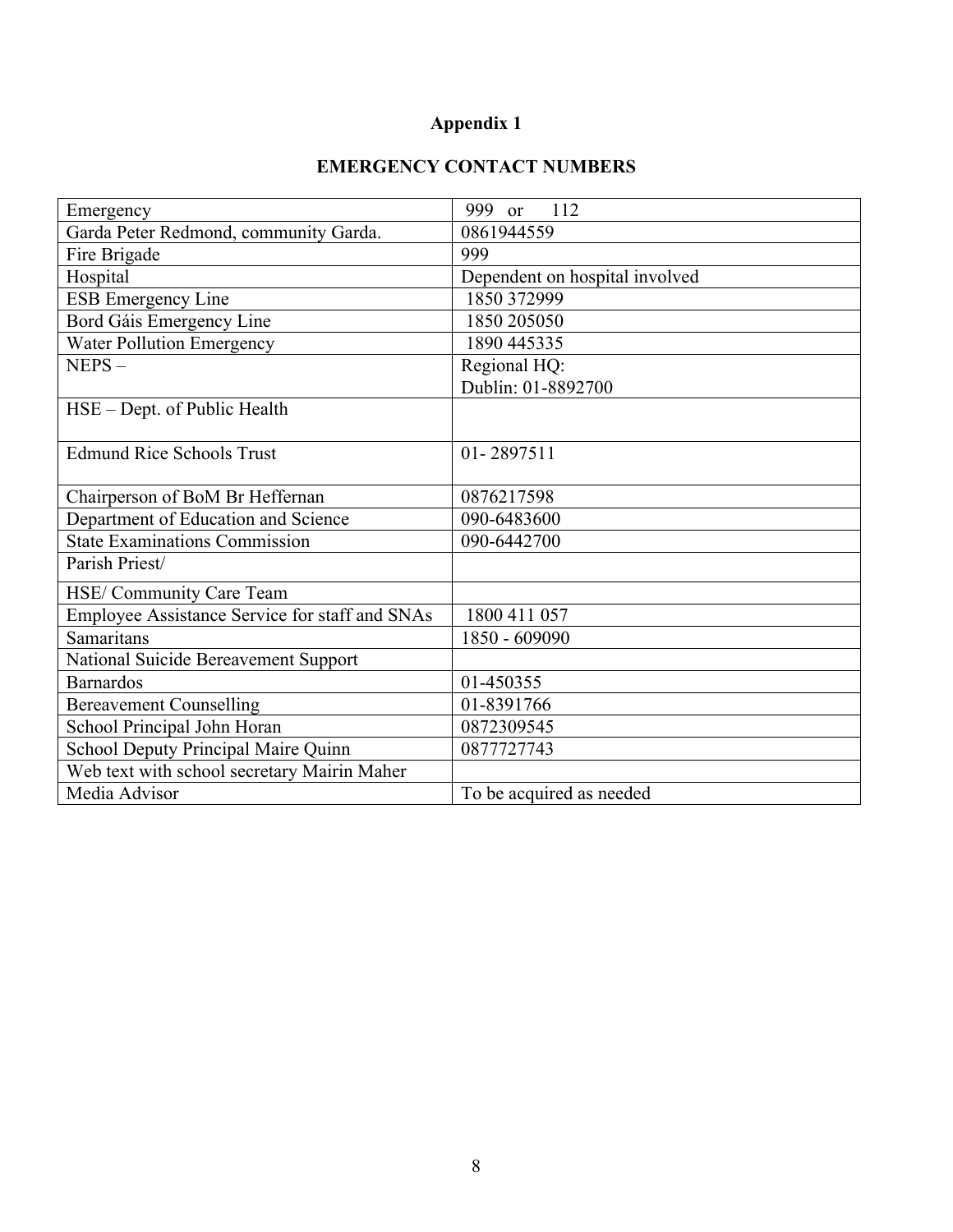# Appendix 1

## EMERGENCY CONTACT NUMBERS

| | |
|---|---|
| Emergency | 999 or 112 |
| Garda Peter Redmond, community Garda. | 0861944559 |
| Fire Brigade | 999 |
| Hospital | Dependent on hospital involved |
| ESB Emergency Line | 1850 372999 |
| Bord Gáis Emergency Line | 1850 205050 |
| Water Pollution Emergency | 1890 445335 |
| NEPS – | Regional HQ:<br>Dublin: 01-8892700 |
| HSE – Dept. of Public Health | |
| Edmund Rice Schools Trust | 01- 2897511 |
| Chairperson of BoM Br Heffernan | 0876217598 |
| Department of Education and Science | 090-6483600 |
| State Examinations Commission | 090-6442700 |
| Parish Priest/ | |
| HSE/ Community Care Team | |
| Employee Assistance Service for staff and SNAs | 1800 411 057 |
| Samaritans | 1850 - 609090 |
| National Suicide Bereavement Support | |
| Barnardos | 01-450355 |
| Bereavement Counselling | 01-8391766 |
| School Principal John Horan | 0872309545 |
| School Deputy Principal Maire Quinn | 0877727743 |
| Web text with school secretary Mairin Maher | |
| Media Advisor | To be acquired as needed |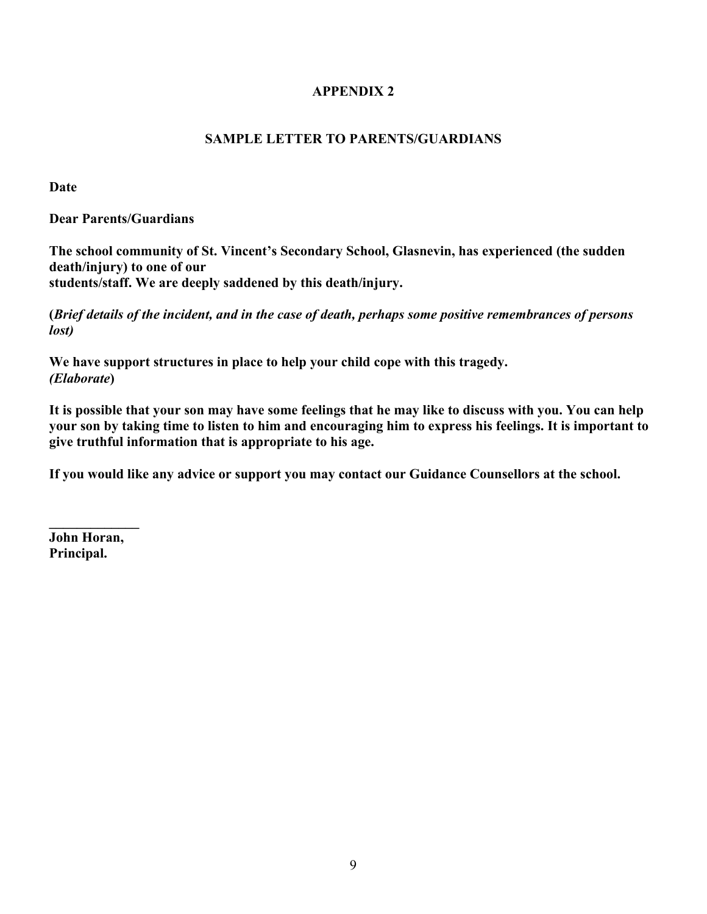# APPENDIX 2

## SAMPLE LETTER TO PARENTS/GUARDIANS

**Date**

**Dear Parents/Guardians**

**The school community of St. Vincent's Secondary School, Glasnevin, has experienced (the sudden death/injury) to one of our students/staff. We are deeply saddened by this death/injury.**

**(*Brief details of the incident, and in the case of death, perhaps some positive remembrances of persons lost)***

**We have support structures in place to help your child cope with this tragedy. *(Elaborate*)**

**It is possible that your son may have some feelings that he may like to discuss with you. You can help your son by taking time to listen to him and encouraging him to express his feelings. It is important to give truthful information that is appropriate to his age.**

**If you would like any advice or support you may contact our Guidance Counsellors at the school.**

**_____________**
**John Horan,**
**Principal.**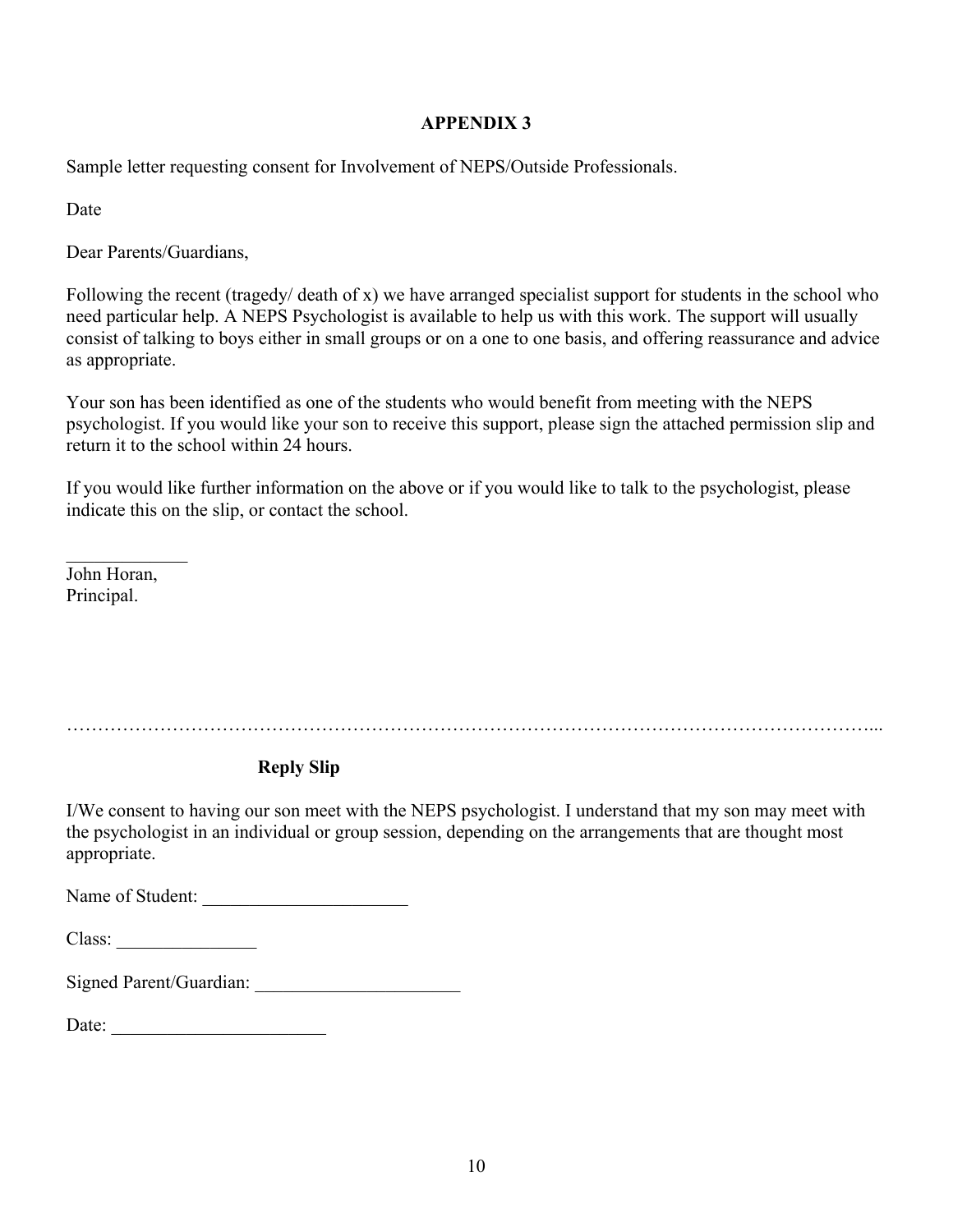## APPENDIX 3

Sample letter requesting consent for Involvement of NEPS/Outside Professionals.

Date

Dear Parents/Guardians,

Following the recent (tragedy/ death of x) we have arranged specialist support for students in the school who need particular help. A NEPS Psychologist is available to help us with this work. The support will usually consist of talking to boys either in small groups or on a one to one basis, and offering reassurance and advice as appropriate.

Your son has been identified as one of the students who would benefit from meeting with the NEPS psychologist. If you would like your son to receive this support, please sign the attached permission slip and return it to the school within 24 hours.

If you would like further information on the above or if you would like to talk to the psychologist, please indicate this on the slip, or contact the school.

_____________
John Horan,
Principal.

…………………………………………………………………………………………………………...

**Reply Slip**

I/We consent to having our son meet with the NEPS psychologist. I understand that my son may meet with the psychologist in an individual or group session, depending on the arrangements that are thought most appropriate.

Name of Student: ______________________

Class: _______________

Signed Parent/Guardian: ______________________

Date: _______________________